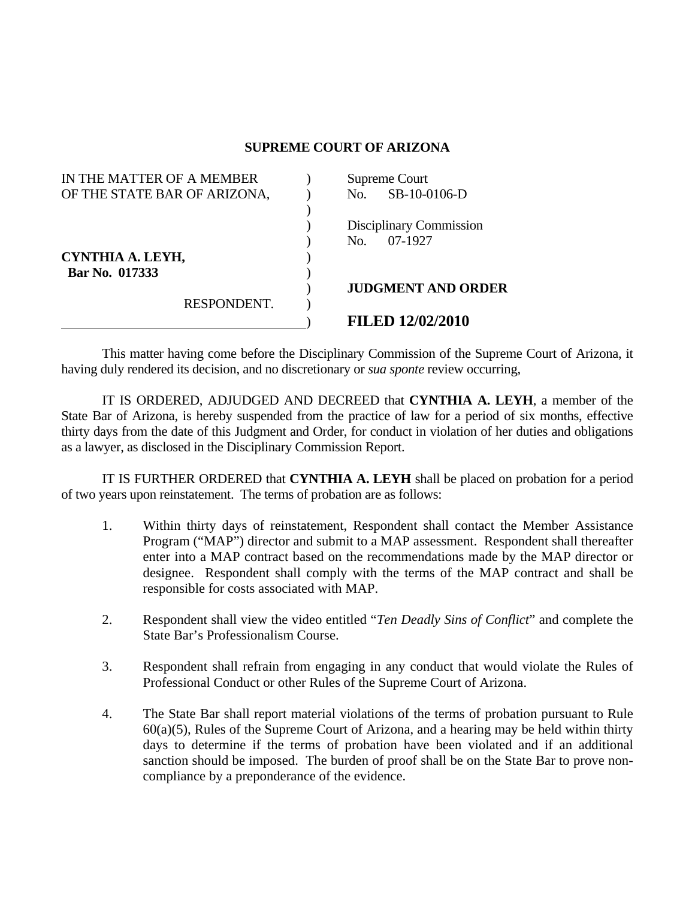**SUPREME COURT OF ARIZONA**

| | | |
|---|---|---|
| IN THE MATTER OF A MEMBER OF THE STATE BAR OF ARIZONA, | ) | Supreme Court No. SB-10-0106-D |
| | ) | Disciplinary Commission No. 07-1927 |
| **CYNTHIA A. LEYH,** **Bar No. 017333** | ) | |
| RESPONDENT. | ) | **JUDGMENT AND ORDER** |
| | ) | **FILED 12/02/2010** |

This matter having come before the Disciplinary Commission of the Supreme Court of Arizona, it having duly rendered its decision, and no discretionary or *sua sponte* review occurring,

IT IS ORDERED, ADJUDGED AND DECREED that **CYNTHIA A. LEYH**, a member of the State Bar of Arizona, is hereby suspended from the practice of law for a period of six months, effective thirty days from the date of this Judgment and Order, for conduct in violation of her duties and obligations as a lawyer, as disclosed in the Disciplinary Commission Report.

IT IS FURTHER ORDERED that **CYNTHIA A. LEYH** shall be placed on probation for a period of two years upon reinstatement. The terms of probation are as follows:

1. Within thirty days of reinstatement, Respondent shall contact the Member Assistance Program ("MAP") director and submit to a MAP assessment. Respondent shall thereafter enter into a MAP contract based on the recommendations made by the MAP director or designee. Respondent shall comply with the terms of the MAP contract and shall be responsible for costs associated with MAP.

2. Respondent shall view the video entitled "*Ten Deadly Sins of Conflict*" and complete the State Bar's Professionalism Course.

3. Respondent shall refrain from engaging in any conduct that would violate the Rules of Professional Conduct or other Rules of the Supreme Court of Arizona.

4. The State Bar shall report material violations of the terms of probation pursuant to Rule 60(a)(5), Rules of the Supreme Court of Arizona, and a hearing may be held within thirty days to determine if the terms of probation have been violated and if an additional sanction should be imposed. The burden of proof shall be on the State Bar to prove non-compliance by a preponderance of the evidence.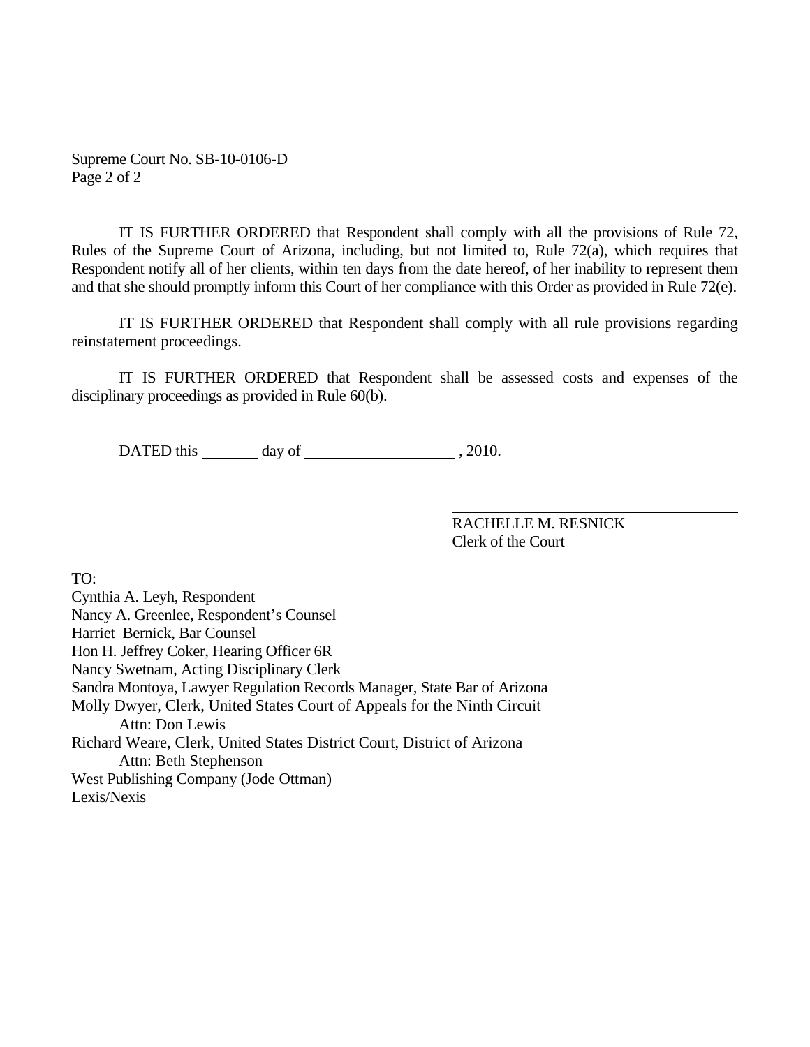Supreme Court No. SB-10-0106-D

IT IS FURTHER ORDERED that Respondent shall comply with all the provisions of Rule 72, Rules of the Supreme Court of Arizona, including, but not limited to, Rule 72(a), which requires that Respondent notify all of her clients, within ten days from the date hereof, of her inability to represent them and that she should promptly inform this Court of her compliance with this Order as provided in Rule 72(e).

IT IS FURTHER ORDERED that Respondent shall comply with all rule provisions regarding reinstatement proceedings.

IT IS FURTHER ORDERED that Respondent shall be assessed costs and expenses of the disciplinary proceedings as provided in Rule 60(b).

DATED this ________ day of ____________________ , 2010.

\_\_\_\_\_\_\_\_\_\_\_\_\_\_\_\_\_\_\_\_\_\_\_\_\_\_\_\_\_\_\_\_\_\_\_\_\_\_\_\_

RACHELLE M. RESNICK
Clerk of the Court

TO:
Cynthia A. Leyh, Respondent
Nancy A. Greenlee, Respondent's Counsel
Harriet Bernick, Bar Counsel
Hon H. Jeffrey Coker, Hearing Officer 6R
Nancy Swetnam, Acting Disciplinary Clerk
Sandra Montoya, Lawyer Regulation Records Manager, State Bar of Arizona
Molly Dwyer, Clerk, United States Court of Appeals for the Ninth Circuit
    Attn: Don Lewis
Richard Weare, Clerk, United States District Court, District of Arizona
    Attn: Beth Stephenson
West Publishing Company (Jode Ottman)
Lexis/Nexis